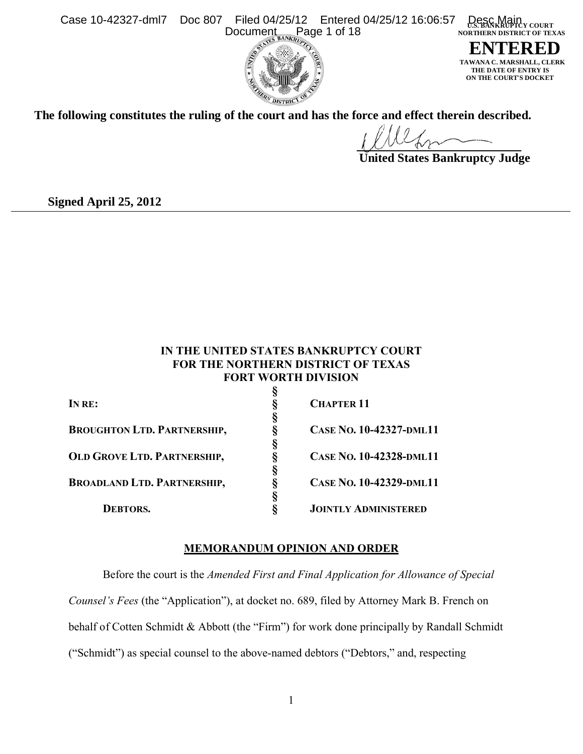The following constitutes the ruling of the court and has the force and effect therein described.

United States Bankruptcy Judge

**Signed April 25, 2012**

**IN THE UNITED STATES BANKRUPTCY COURT**
**FOR THE NORTHERN DISTRICT OF TEXAS**
**FORT WORTH DIVISION**

| | | |
|---|---|---|
| **IN RE:** | § | **CHAPTER 11** |
| **BROUGHTON LTD. PARTNERSHIP,** | § | **CASE NO. 10-42327-DML11** |
| **OLD GROVE LTD. PARTNERSHIP,** | § | **CASE NO. 10-42328-DML11** |
| **BROADLAND LTD. PARTNERSHIP,** | § | **CASE NO. 10-42329-DML11** |
| **DEBTORS.** | § | **JOINTLY ADMINISTERED** |

**MEMORANDUM OPINION AND ORDER**

Before the court is the *Amended First and Final Application for Allowance of Special Counsel's Fees* (the "Application"), at docket no. 689, filed by Attorney Mark B. French on behalf of Cotten Schmidt & Abbott (the "Firm") for work done principally by Randall Schmidt ("Schmidt") as special counsel to the above-named debtors ("Debtors," and, respecting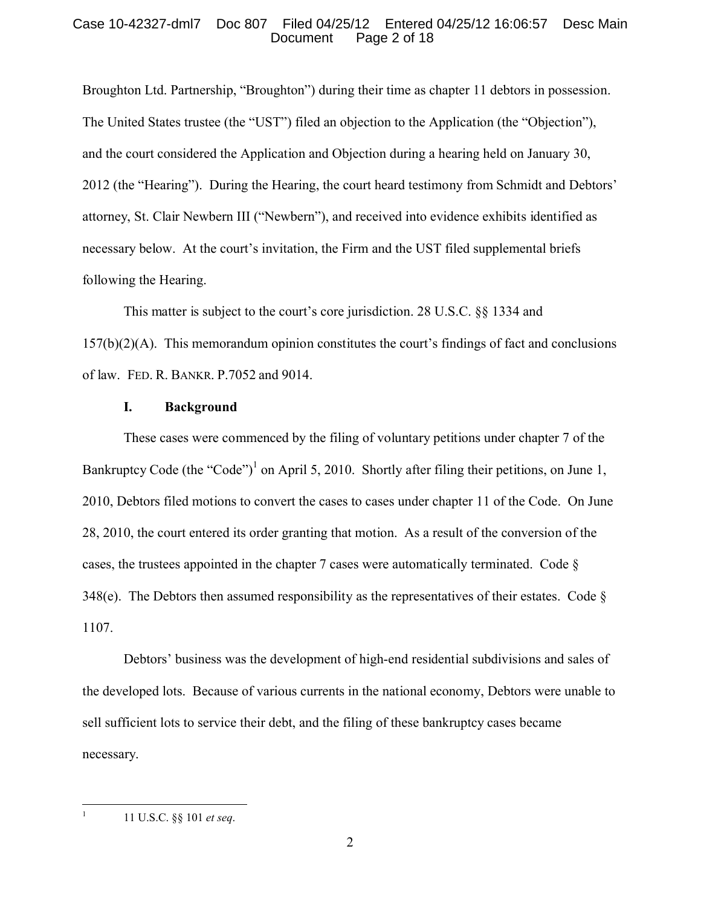Broughton Ltd. Partnership, "Broughton") during their time as chapter 11 debtors in possession. The United States trustee (the "UST") filed an objection to the Application (the "Objection"), and the court considered the Application and Objection during a hearing held on January 30, 2012 (the "Hearing"). During the Hearing, the court heard testimony from Schmidt and Debtors' attorney, St. Clair Newbern III ("Newbern"), and received into evidence exhibits identified as necessary below. At the court's invitation, the Firm and the UST filed supplemental briefs following the Hearing.

This matter is subject to the court's core jurisdiction. 28 U.S.C. §§ 1334 and 157(b)(2)(A). This memorandum opinion constitutes the court's findings of fact and conclusions of law. FED. R. BANKR. P.7052 and 9014.

## I. Background

These cases were commenced by the filing of voluntary petitions under chapter 7 of the Bankruptcy Code (the "Code")[1] on April 5, 2010. Shortly after filing their petitions, on June 1, 2010, Debtors filed motions to convert the cases to cases under chapter 11 of the Code. On June 28, 2010, the court entered its order granting that motion. As a result of the conversion of the cases, the trustees appointed in the chapter 7 cases were automatically terminated. Code § 348(e). The Debtors then assumed responsibility as the representatives of their estates. Code § 1107.

Debtors' business was the development of high-end residential subdivisions and sales of the developed lots. Because of various currents in the national economy, Debtors were unable to sell sufficient lots to service their debt, and the filing of these bankruptcy cases became necessary.

---

[1] 11 U.S.C. §§ 101 *et seq*.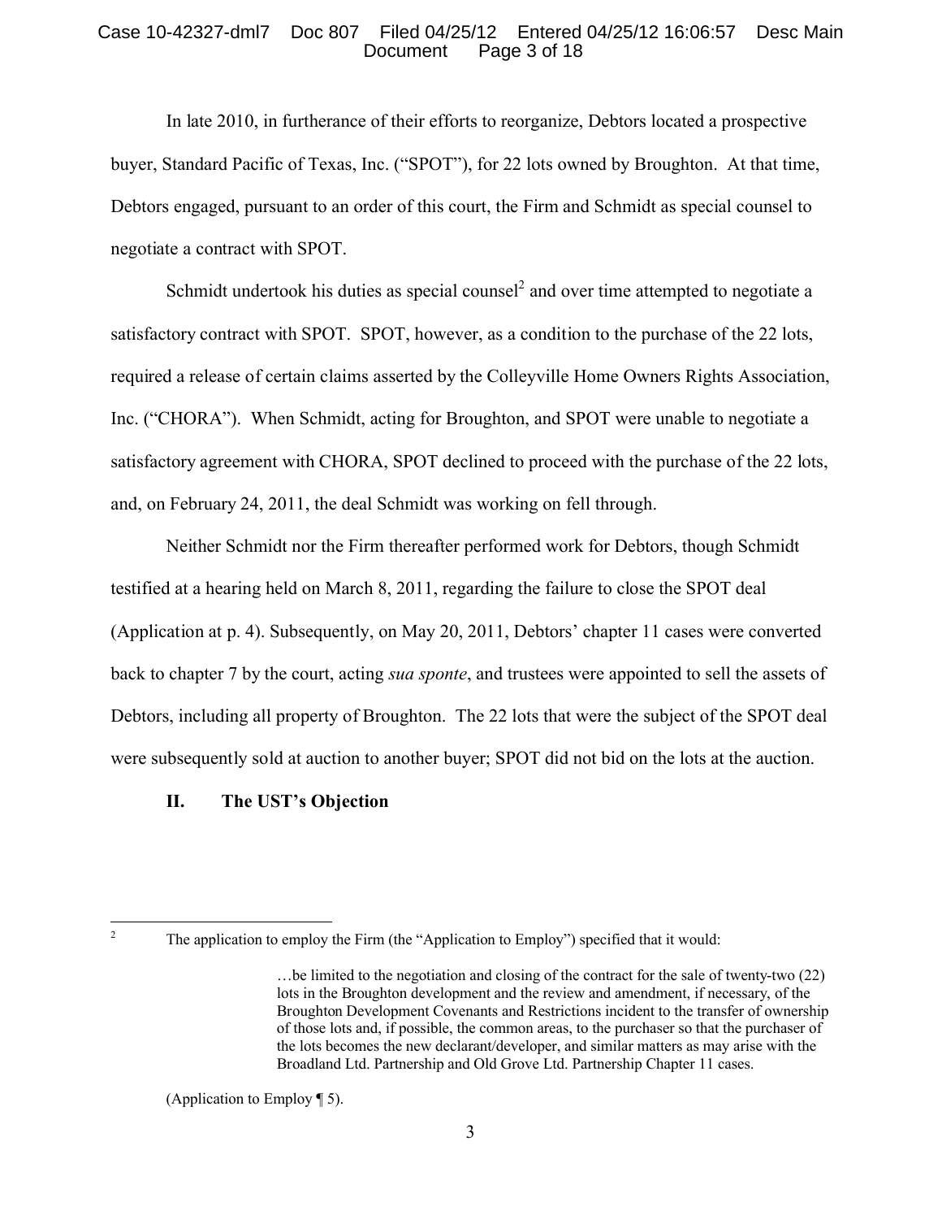In late 2010, in furtherance of their efforts to reorganize, Debtors located a prospective buyer, Standard Pacific of Texas, Inc. ("SPOT"), for 22 lots owned by Broughton. At that time, Debtors engaged, pursuant to an order of this court, the Firm and Schmidt as special counsel to negotiate a contract with SPOT.

Schmidt undertook his duties as special counsel[2] and over time attempted to negotiate a satisfactory contract with SPOT. SPOT, however, as a condition to the purchase of the 22 lots, required a release of certain claims asserted by the Colleyville Home Owners Rights Association, Inc. ("CHORA"). When Schmidt, acting for Broughton, and SPOT were unable to negotiate a satisfactory agreement with CHORA, SPOT declined to proceed with the purchase of the 22 lots, and, on February 24, 2011, the deal Schmidt was working on fell through.

Neither Schmidt nor the Firm thereafter performed work for Debtors, though Schmidt testified at a hearing held on March 8, 2011, regarding the failure to close the SPOT deal (Application at p. 4). Subsequently, on May 20, 2011, Debtors' chapter 11 cases were converted back to chapter 7 by the court, acting *sua sponte*, and trustees were appointed to sell the assets of Debtors, including all property of Broughton. The 22 lots that were the subject of the SPOT deal were subsequently sold at auction to another buyer; SPOT did not bid on the lots at the auction.

## II. The UST's Objection

---

[2] The application to employ the Firm (the "Application to Employ") specified that it would:

> …be limited to the negotiation and closing of the contract for the sale of twenty-two (22) lots in the Broughton development and the review and amendment, if necessary, of the Broughton Development Covenants and Restrictions incident to the transfer of ownership of those lots and, if possible, the common areas, to the purchaser so that the purchaser of the lots becomes the new declarant/developer, and similar matters as may arise with the Broadland Ltd. Partnership and Old Grove Ltd. Partnership Chapter 11 cases.

(Application to Employ ¶ 5).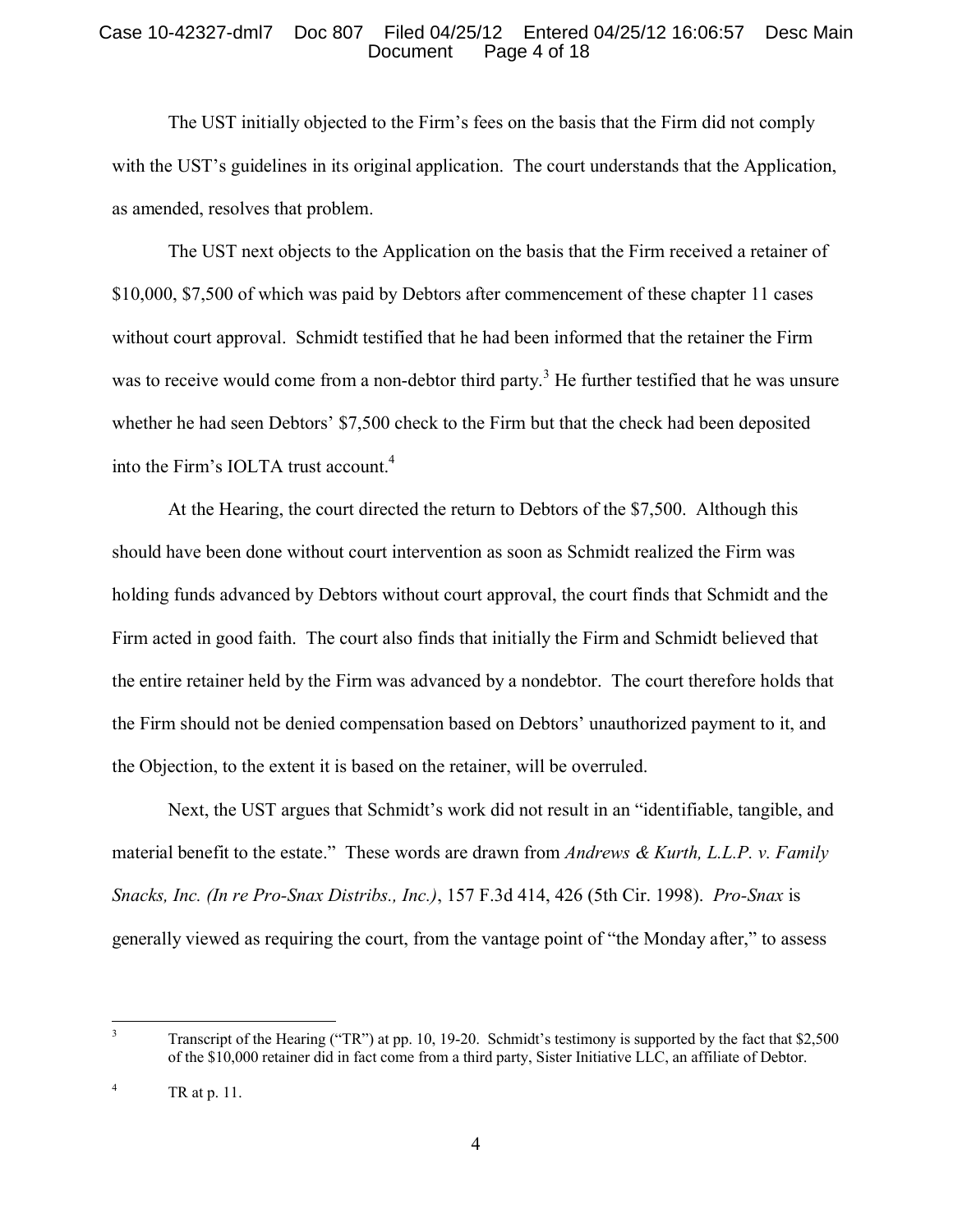The UST initially objected to the Firm's fees on the basis that the Firm did not comply with the UST's guidelines in its original application. The court understands that the Application, as amended, resolves that problem.

The UST next objects to the Application on the basis that the Firm received a retainer of $10,000, $7,500 of which was paid by Debtors after commencement of these chapter 11 cases without court approval. Schmidt testified that he had been informed that the retainer the Firm was to receive would come from a non-debtor third party.[3] He further testified that he was unsure whether he had seen Debtors' $7,500 check to the Firm but that the check had been deposited into the Firm's IOLTA trust account.[4]

At the Hearing, the court directed the return to Debtors of the $7,500. Although this should have been done without court intervention as soon as Schmidt realized the Firm was holding funds advanced by Debtors without court approval, the court finds that Schmidt and the Firm acted in good faith. The court also finds that initially the Firm and Schmidt believed that the entire retainer held by the Firm was advanced by a nondebtor. The court therefore holds that the Firm should not be denied compensation based on Debtors' unauthorized payment to it, and the Objection, to the extent it is based on the retainer, will be overruled.

Next, the UST argues that Schmidt's work did not result in an "identifiable, tangible, and material benefit to the estate." These words are drawn from *Andrews & Kurth, L.L.P. v. Family Snacks, Inc. (In re Pro-Snax Distribs., Inc.)*, 157 F.3d 414, 426 (5th Cir. 1998). *Pro-Snax* is generally viewed as requiring the court, from the vantage point of "the Monday after," to assess

---

[3] Transcript of the Hearing ("TR") at pp. 10, 19-20. Schmidt's testimony is supported by the fact that $2,500 of the $10,000 retainer did in fact come from a third party, Sister Initiative LLC, an affiliate of Debtor.

[4] TR at p. 11.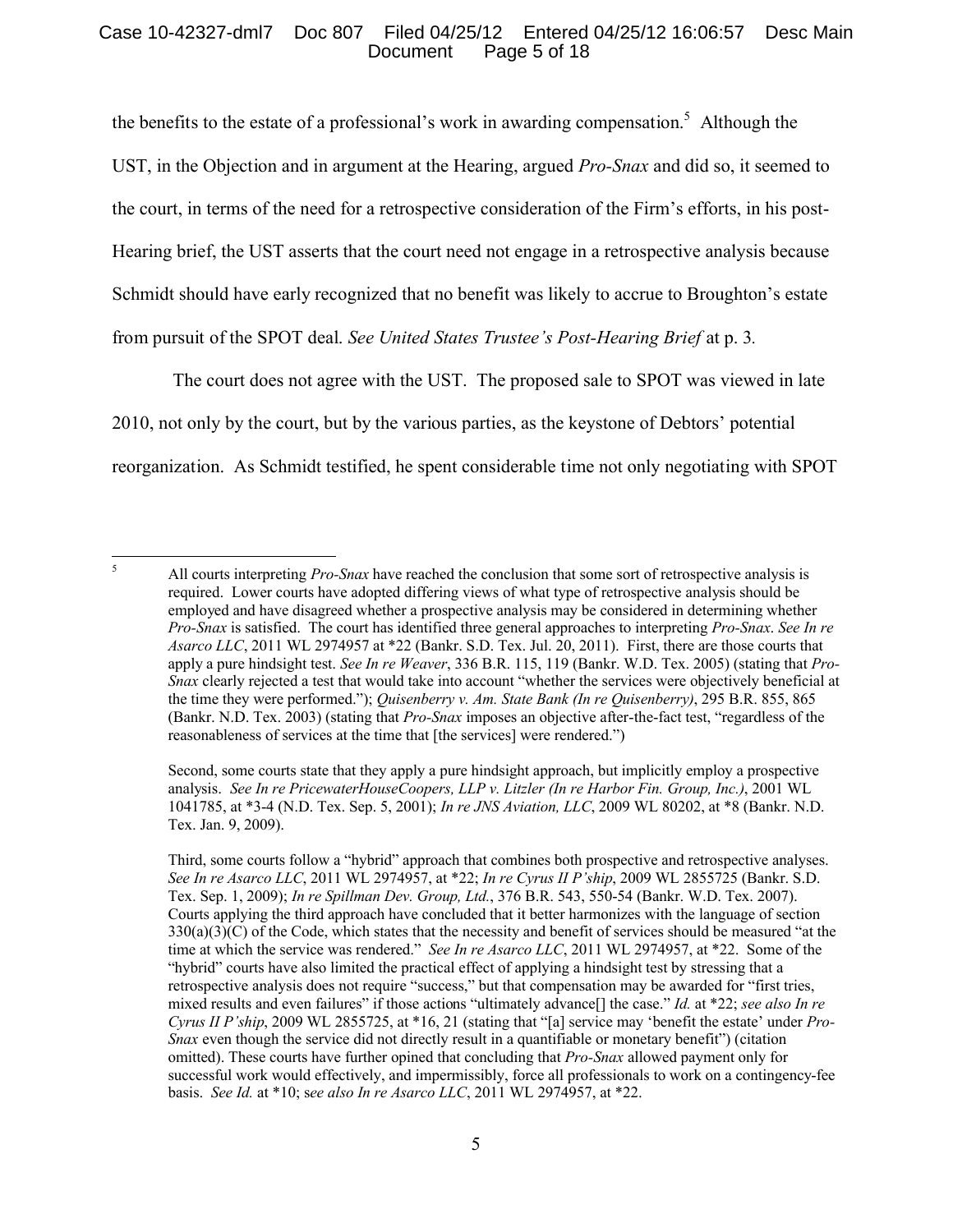the benefits to the estate of a professional's work in awarding compensation.[5] Although the UST, in the Objection and in argument at the Hearing, argued *Pro-Snax* and did so, it seemed to the court, in terms of the need for a retrospective consideration of the Firm's efforts, in his post-Hearing brief, the UST asserts that the court need not engage in a retrospective analysis because Schmidt should have early recognized that no benefit was likely to accrue to Broughton's estate from pursuit of the SPOT deal. *See United States Trustee's Post-Hearing Brief* at p. 3.

The court does not agree with the UST. The proposed sale to SPOT was viewed in late 2010, not only by the court, but by the various parties, as the keystone of Debtors' potential reorganization. As Schmidt testified, he spent considerable time not only negotiating with SPOT

---

[5] All courts interpreting *Pro-Snax* have reached the conclusion that some sort of retrospective analysis is required. Lower courts have adopted differing views of what type of retrospective analysis should be employed and have disagreed whether a prospective analysis may be considered in determining whether *Pro-Snax* is satisfied. The court has identified three general approaches to interpreting *Pro-Snax*. *See In re Asarco LLC*, 2011 WL 2974957 at *22 (Bankr. S.D. Tex. Jul. 20, 2011). First, there are those courts that apply a pure hindsight test. *See In re Weaver*, 336 B.R. 115, 119 (Bankr. W.D. Tex. 2005) (stating that *Pro-Snax* clearly rejected a test that would take into account "whether the services were objectively beneficial at the time they were performed."); *Quisenberry v. Am. State Bank (In re Quisenberry)*, 295 B.R. 855, 865 (Bankr. N.D. Tex. 2003) (stating that *Pro-Snax* imposes an objective after-the-fact test, "regardless of the reasonableness of services at the time that [the services] were rendered.")

Second, some courts state that they apply a pure hindsight approach, but implicitly employ a prospective analysis. *See In re PricewaterHouseCoopers, LLP v. Litzler (In re Harbor Fin. Group, Inc.)*, 2001 WL 1041785, at *3-4 (N.D. Tex. Sep. 5, 2001); *In re JNS Aviation, LLC*, 2009 WL 80202, at *8 (Bankr. N.D. Tex. Jan. 9, 2009).

Third, some courts follow a "hybrid" approach that combines both prospective and retrospective analyses. *See In re Asarco LLC*, 2011 WL 2974957, at *22; *In re Cyrus II P'ship*, 2009 WL 2855725 (Bankr. S.D. Tex. Sep. 1, 2009); *In re Spillman Dev. Group, Ltd.*, 376 B.R. 543, 550-54 (Bankr. W.D. Tex. 2007). Courts applying the third approach have concluded that it better harmonizes with the language of section 330(a)(3)(C) of the Code, which states that the necessity and benefit of services should be measured "at the time at which the service was rendered." *See In re Asarco LLC*, 2011 WL 2974957, at *22. Some of the "hybrid" courts have also limited the practical effect of applying a hindsight test by stressing that a retrospective analysis does not require "success," but that compensation may be awarded for "first tries, mixed results and even failures" if those actions "ultimately advance[] the case." *Id.* at *22; *see also In re Cyrus II P'ship*, 2009 WL 2855725, at *16, 21 (stating that "[a] service may 'benefit the estate' under *Pro-Snax* even though the service did not directly result in a quantifiable or monetary benefit") (citation omitted). These courts have further opined that concluding that *Pro-Snax* allowed payment only for successful work would effectively, and impermissibly, force all professionals to work on a contingency-fee basis. *See Id.* at *10; s*ee also In re Asarco LLC*, 2011 WL 2974957, at *22.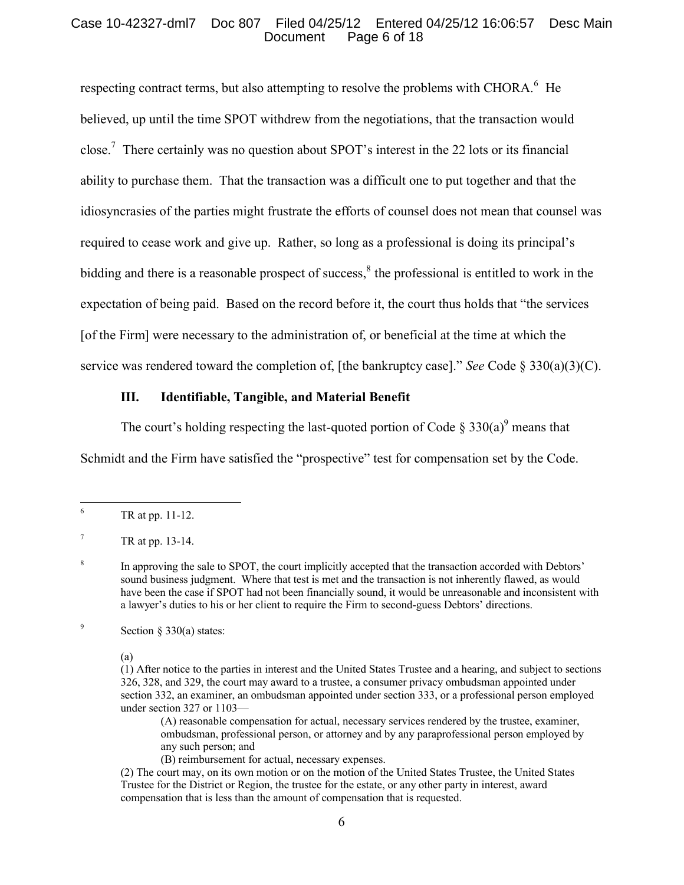respecting contract terms, but also attempting to resolve the problems with CHORA.[6] He believed, up until the time SPOT withdrew from the negotiations, that the transaction would close.[7] There certainly was no question about SPOT's interest in the 22 lots or its financial ability to purchase them. That the transaction was a difficult one to put together and that the idiosyncrasies of the parties might frustrate the efforts of counsel does not mean that counsel was required to cease work and give up. Rather, so long as a professional is doing its principal's bidding and there is a reasonable prospect of success,[8] the professional is entitled to work in the expectation of being paid. Based on the record before it, the court thus holds that "the services [of the Firm] were necessary to the administration of, or beneficial at the time at which the service was rendered toward the completion of, [the bankruptcy case]." *See* Code § 330(a)(3)(C).

### III. Identifiable, Tangible, and Material Benefit

The court's holding respecting the last-quoted portion of Code § 330(a)[9] means that Schmidt and the Firm have satisfied the "prospective" test for compensation set by the Code.

---

[6] TR at pp. 11-12.

[7] TR at pp. 13-14.

[8] In approving the sale to SPOT, the court implicitly accepted that the transaction accorded with Debtors' sound business judgment. Where that test is met and the transaction is not inherently flawed, as would have been the case if SPOT had not been financially sound, it would be unreasonable and inconsistent with a lawyer's duties to his or her client to require the Firm to second-guess Debtors' directions.

[9] Section § 330(a) states:

> (a)
> (1) After notice to the parties in interest and the United States Trustee and a hearing, and subject to sections 326, 328, and 329, the court may award to a trustee, a consumer privacy ombudsman appointed under section 332, an examiner, an ombudsman appointed under section 333, or a professional person employed under section 327 or 1103—
>
> > (A) reasonable compensation for actual, necessary services rendered by the trustee, examiner, ombudsman, professional person, or attorney and by any paraprofessional person employed by any such person; and
> > (B) reimbursement for actual, necessary expenses.
>
> (2) The court may, on its own motion or on the motion of the United States Trustee, the United States Trustee for the District or Region, the trustee for the estate, or any other party in interest, award compensation that is less than the amount of compensation that is requested.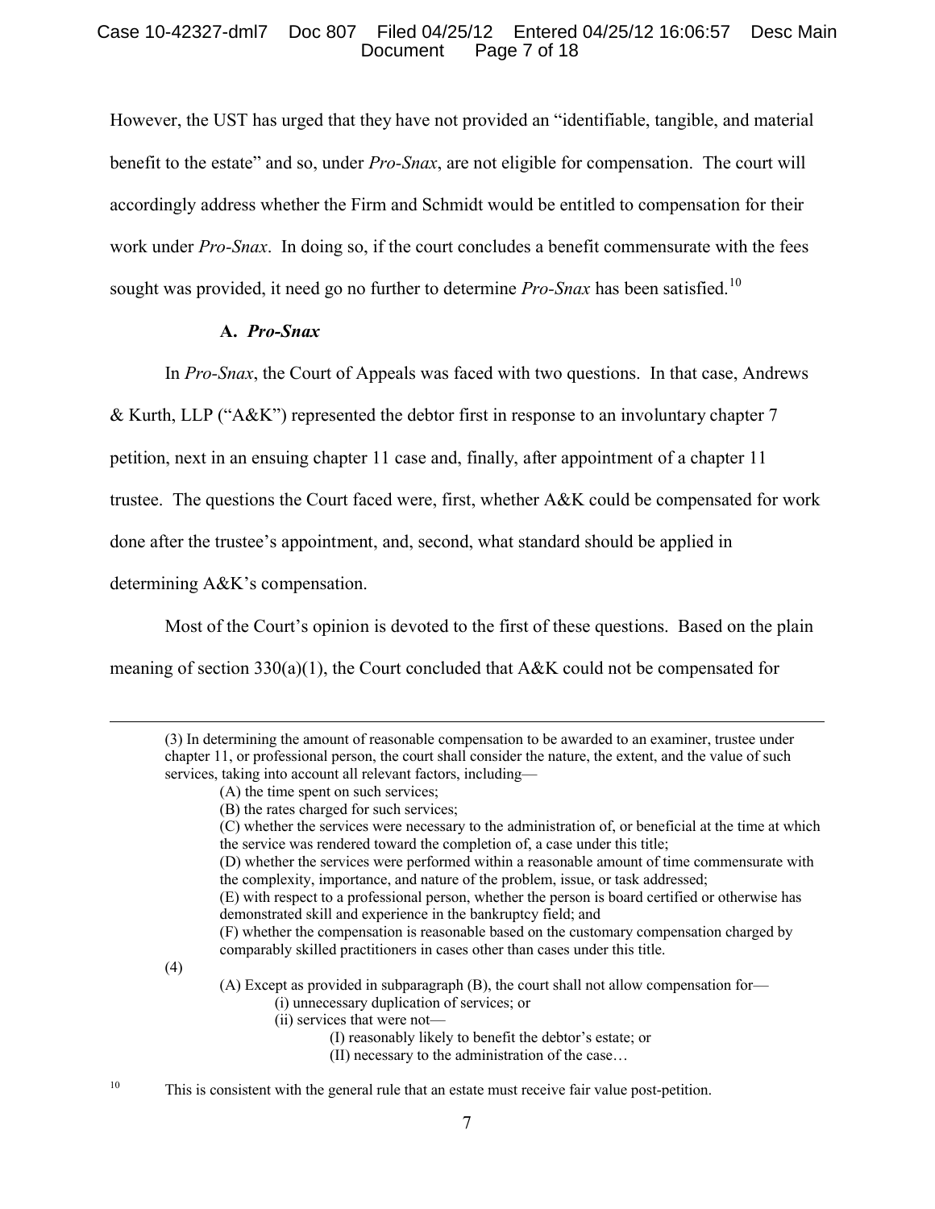However, the UST has urged that they have not provided an "identifiable, tangible, and material benefit to the estate" and so, under *Pro-Snax*, are not eligible for compensation. The court will accordingly address whether the Firm and Schmidt would be entitled to compensation for their work under *Pro-Snax*. In doing so, if the court concludes a benefit commensurate with the fees sought was provided, it need go no further to determine *Pro-Snax* has been satisfied.[10]

### A. *Pro-Snax*

In *Pro-Snax*, the Court of Appeals was faced with two questions. In that case, Andrews & Kurth, LLP ("A&K") represented the debtor first in response to an involuntary chapter 7 petition, next in an ensuing chapter 11 case and, finally, after appointment of a chapter 11 trustee. The questions the Court faced were, first, whether A&K could be compensated for work done after the trustee's appointment, and, second, what standard should be applied in determining A&K's compensation.

Most of the Court's opinion is devoted to the first of these questions. Based on the plain meaning of section 330(a)(1), the Court concluded that A&K could not be compensated for

---

(3) In determining the amount of reasonable compensation to be awarded to an examiner, trustee under chapter 11, or professional person, the court shall consider the nature, the extent, and the value of such services, taking into account all relevant factors, including—

(A) the time spent on such services;

(B) the rates charged for such services;

(C) whether the services were necessary to the administration of, or beneficial at the time at which the service was rendered toward the completion of, a case under this title;

(D) whether the services were performed within a reasonable amount of time commensurate with the complexity, importance, and nature of the problem, issue, or task addressed;

(E) with respect to a professional person, whether the person is board certified or otherwise has demonstrated skill and experience in the bankruptcy field; and

(F) whether the compensation is reasonable based on the customary compensation charged by comparably skilled practitioners in cases other than cases under this title.

(4)

(A) Except as provided in subparagraph (B), the court shall not allow compensation for—

(i) unnecessary duplication of services; or

(ii) services that were not—

(I) reasonably likely to benefit the debtor's estate; or

(II) necessary to the administration of the case…

[10] This is consistent with the general rule that an estate must receive fair value post-petition.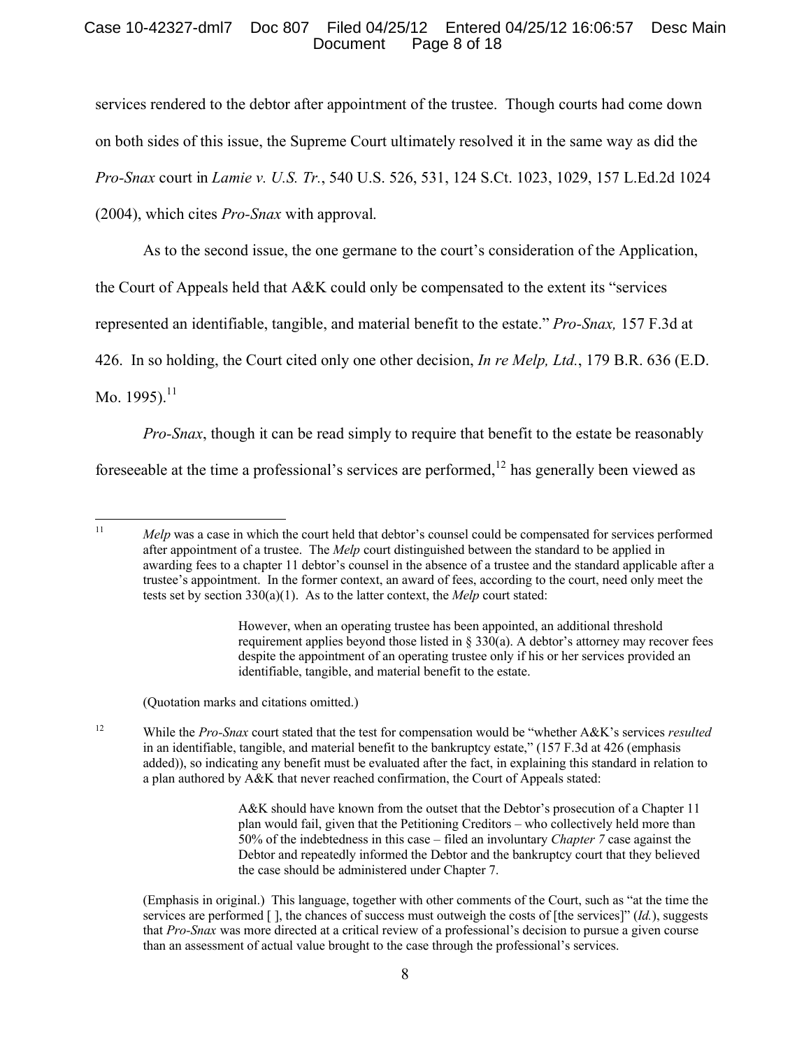services rendered to the debtor after appointment of the trustee. Though courts had come down on both sides of this issue, the Supreme Court ultimately resolved it in the same way as did the *Pro-Snax* court in *Lamie v. U.S. Tr.*, 540 U.S. 526, 531, 124 S.Ct. 1023, 1029, 157 L.Ed.2d 1024 (2004), which cites *Pro-Snax* with approval.

As to the second issue, the one germane to the court's consideration of the Application, the Court of Appeals held that A&K could only be compensated to the extent its "services represented an identifiable, tangible, and material benefit to the estate." *Pro-Snax,* 157 F.3d at 426. In so holding, the Court cited only one other decision, *In re Melp, Ltd.*, 179 B.R. 636 (E.D. Mo. 1995).[11]

*Pro-Snax*, though it can be read simply to require that benefit to the estate be reasonably foreseeable at the time a professional's services are performed,[12] has generally been viewed as

---

[11] *Melp* was a case in which the court held that debtor's counsel could be compensated for services performed after appointment of a trustee. The *Melp* court distinguished between the standard to be applied in awarding fees to a chapter 11 debtor's counsel in the absence of a trustee and the standard applicable after a trustee's appointment. In the former context, an award of fees, according to the court, need only meet the tests set by section 330(a)(1). As to the latter context, the *Melp* court stated:

> However, when an operating trustee has been appointed, an additional threshold requirement applies beyond those listed in § 330(a). A debtor's attorney may recover fees despite the appointment of an operating trustee only if his or her services provided an identifiable, tangible, and material benefit to the estate.

(Quotation marks and citations omitted.)

[12] While the *Pro-Snax* court stated that the test for compensation would be "whether A&K's services *resulted* in an identifiable, tangible, and material benefit to the bankruptcy estate," (157 F.3d at 426 (emphasis added)), so indicating any benefit must be evaluated after the fact, in explaining this standard in relation to a plan authored by A&K that never reached confirmation, the Court of Appeals stated:

> A&K should have known from the outset that the Debtor's prosecution of a Chapter 11 plan would fail, given that the Petitioning Creditors – who collectively held more than 50% of the indebtedness in this case – filed an involuntary *Chapter 7* case against the Debtor and repeatedly informed the Debtor and the bankruptcy court that they believed the case should be administered under Chapter 7.

(Emphasis in original.) This language, together with other comments of the Court, such as "at the time the services are performed [ ], the chances of success must outweigh the costs of [the services]" (*Id.*), suggests that *Pro-Snax* was more directed at a critical review of a professional's decision to pursue a given course than an assessment of actual value brought to the case through the professional's services.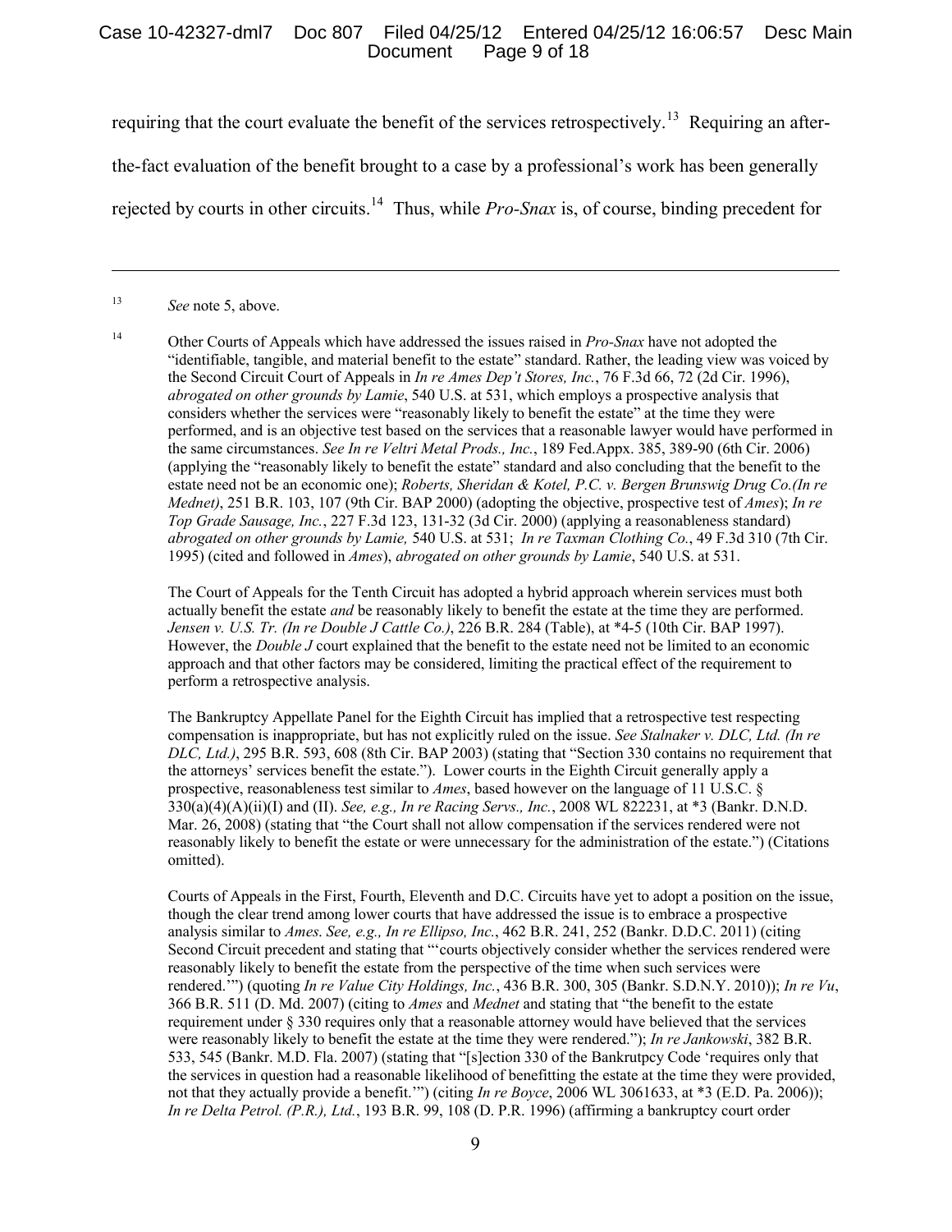requiring that the court evaluate the benefit of the services retrospectively.[13] Requiring an after-the-fact evaluation of the benefit brought to a case by a professional's work has been generally rejected by courts in other circuits.[14] Thus, while *Pro-Snax* is, of course, binding precedent for

---

[13] *See* note 5, above.

[14] Other Courts of Appeals which have addressed the issues raised in *Pro-Snax* have not adopted the "identifiable, tangible, and material benefit to the estate" standard. Rather, the leading view was voiced by the Second Circuit Court of Appeals in *In re Ames Dep't Stores, Inc.*, 76 F.3d 66, 72 (2d Cir. 1996), *abrogated on other grounds by Lamie*, 540 U.S. at 531, which employs a prospective analysis that considers whether the services were "reasonably likely to benefit the estate" at the time they were performed, and is an objective test based on the services that a reasonable lawyer would have performed in the same circumstances. *See In re Veltri Metal Prods., Inc.*, 189 Fed.Appx. 385, 389-90 (6th Cir. 2006) (applying the "reasonably likely to benefit the estate" standard and also concluding that the benefit to the estate need not be an economic one); *Roberts, Sheridan & Kotel, P.C. v. Bergen Brunswig Drug Co.(In re Mednet)*, 251 B.R. 103, 107 (9th Cir. BAP 2000) (adopting the objective, prospective test of *Ames*); *In re Top Grade Sausage, Inc.*, 227 F.3d 123, 131-32 (3d Cir. 2000) (applying a reasonableness standard) *abrogated on other grounds by Lamie,* 540 U.S. at 531; *In re Taxman Clothing Co.*, 49 F.3d 310 (7th Cir. 1995) (cited and followed in *Ames*), *abrogated on other grounds by Lamie*, 540 U.S. at 531.

The Court of Appeals for the Tenth Circuit has adopted a hybrid approach wherein services must both actually benefit the estate *and* be reasonably likely to benefit the estate at the time they are performed. *Jensen v. U.S. Tr. (In re Double J Cattle Co.)*, 226 B.R. 284 (Table), at \*4-5 (10th Cir. BAP 1997). However, the *Double J* court explained that the benefit to the estate need not be limited to an economic approach and that other factors may be considered, limiting the practical effect of the requirement to perform a retrospective analysis.

The Bankruptcy Appellate Panel for the Eighth Circuit has implied that a retrospective test respecting compensation is inappropriate, but has not explicitly ruled on the issue. *See Stalnaker v. DLC, Ltd. (In re DLC, Ltd.)*, 295 B.R. 593, 608 (8th Cir. BAP 2003) (stating that "Section 330 contains no requirement that the attorneys' services benefit the estate."). Lower courts in the Eighth Circuit generally apply a prospective, reasonableness test similar to *Ames*, based however on the language of 11 U.S.C. § 330(a)(4)(A)(ii)(I) and (II). *See, e.g., In re Racing Servs., Inc.*, 2008 WL 822231, at \*3 (Bankr. D.N.D. Mar. 26, 2008) (stating that "the Court shall not allow compensation if the services rendered were not reasonably likely to benefit the estate or were unnecessary for the administration of the estate.") (Citations omitted).

Courts of Appeals in the First, Fourth, Eleventh and D.C. Circuits have yet to adopt a position on the issue, though the clear trend among lower courts that have addressed the issue is to embrace a prospective analysis similar to *Ames*. *See, e.g., In re Ellipso, Inc.*, 462 B.R. 241, 252 (Bankr. D.D.C. 2011) (citing Second Circuit precedent and stating that "'courts objectively consider whether the services rendered were reasonably likely to benefit the estate from the perspective of the time when such services were rendered.'") (quoting *In re Value City Holdings, Inc.*, 436 B.R. 300, 305 (Bankr. S.D.N.Y. 2010)); *In re Vu*, 366 B.R. 511 (D. Md. 2007) (citing to *Ames* and *Mednet* and stating that "the benefit to the estate requirement under § 330 requires only that a reasonable attorney would have believed that the services were reasonably likely to benefit the estate at the time they were rendered."); *In re Jankowski*, 382 B.R. 533, 545 (Bankr. M.D. Fla. 2007) (stating that "[s]ection 330 of the Bankrutpcy Code 'requires only that the services in question had a reasonable likelihood of benefitting the estate at the time they were provided, not that they actually provide a benefit.'") (citing *In re Boyce*, 2006 WL 3061633, at \*3 (E.D. Pa. 2006)); *In re Delta Petrol. (P.R.), Ltd.*, 193 B.R. 99, 108 (D. P.R. 1996) (affirming a bankruptcy court order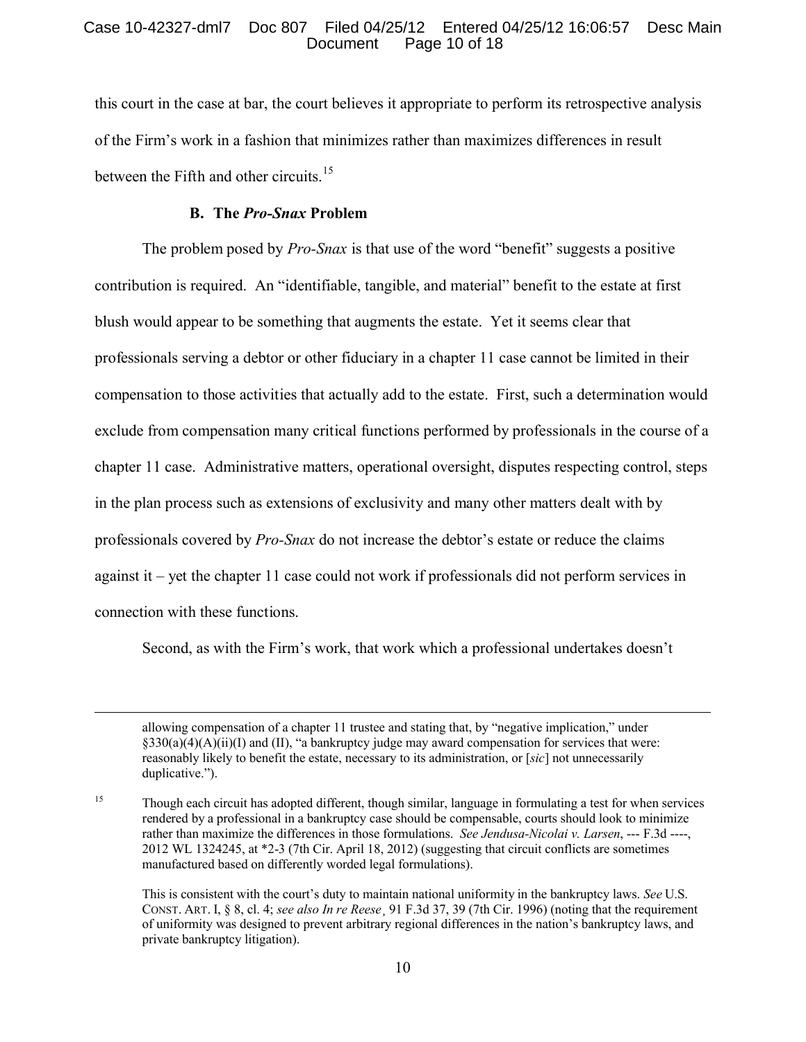this court in the case at bar, the court believes it appropriate to perform its retrospective analysis of the Firm's work in a fashion that minimizes rather than maximizes differences in result between the Fifth and other circuits.[15]

### B. The *Pro-Snax* Problem

The problem posed by *Pro-Snax* is that use of the word "benefit" suggests a positive contribution is required. An "identifiable, tangible, and material" benefit to the estate at first blush would appear to be something that augments the estate. Yet it seems clear that professionals serving a debtor or other fiduciary in a chapter 11 case cannot be limited in their compensation to those activities that actually add to the estate. First, such a determination would exclude from compensation many critical functions performed by professionals in the course of a chapter 11 case. Administrative matters, operational oversight, disputes respecting control, steps in the plan process such as extensions of exclusivity and many other matters dealt with by professionals covered by *Pro-Snax* do not increase the debtor's estate or reduce the claims against it – yet the chapter 11 case could not work if professionals did not perform services in connection with these functions.

Second, as with the Firm's work, that work which a professional undertakes doesn't

---

allowing compensation of a chapter 11 trustee and stating that, by "negative implication," under §330(a)(4)(A)(ii)(I) and (II), "a bankruptcy judge may award compensation for services that were: reasonably likely to benefit the estate, necessary to its administration, or [*sic*] not unnecessarily duplicative.").

[15] Though each circuit has adopted different, though similar, language in formulating a test for when services rendered by a professional in a bankruptcy case should be compensable, courts should look to minimize rather than maximize the differences in those formulations. *See Jendusa-Nicolai v. Larsen*, --- F.3d ----, 2012 WL 1324245, at *2-3 (7th Cir. April 18, 2012) (suggesting that circuit conflicts are sometimes manufactured based on differently worded legal formulations).

This is consistent with the court's duty to maintain national uniformity in the bankruptcy laws. *See* U.S. CONST. ART. I, § 8, cl. 4; *see also In re Reese*, 91 F.3d 37, 39 (7th Cir. 1996) (noting that the requirement of uniformity was designed to prevent arbitrary regional differences in the nation's bankruptcy laws, and private bankruptcy litigation).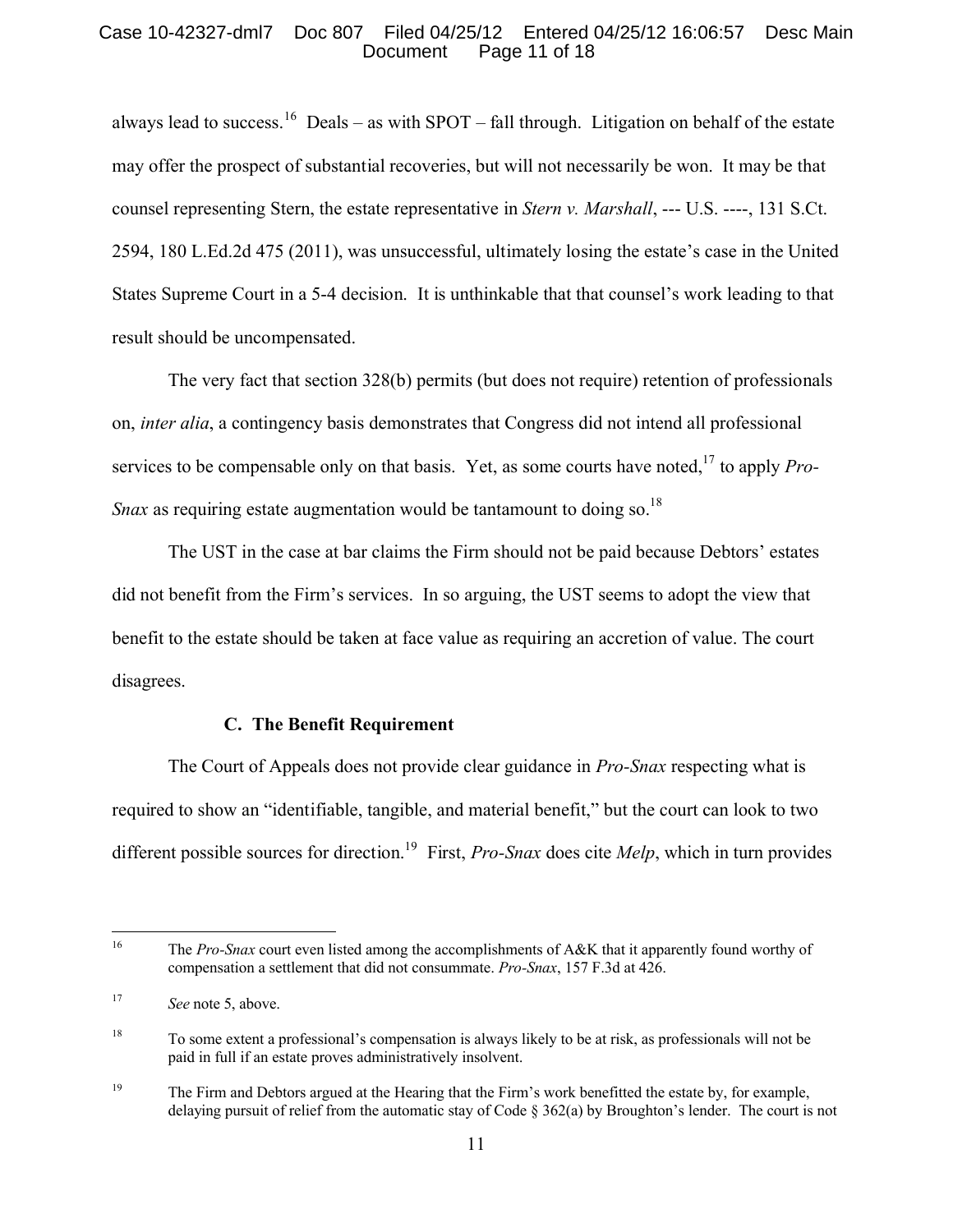always lead to success.[16] Deals – as with SPOT – fall through. Litigation on behalf of the estate may offer the prospect of substantial recoveries, but will not necessarily be won. It may be that counsel representing Stern, the estate representative in *Stern v. Marshall*, --- U.S. ----, 131 S.Ct. 2594, 180 L.Ed.2d 475 (2011), was unsuccessful, ultimately losing the estate's case in the United States Supreme Court in a 5-4 decision. It is unthinkable that that counsel's work leading to that result should be uncompensated.

The very fact that section 328(b) permits (but does not require) retention of professionals on, *inter alia*, a contingency basis demonstrates that Congress did not intend all professional services to be compensable only on that basis. Yet, as some courts have noted,[17] to apply *Pro-Snax* as requiring estate augmentation would be tantamount to doing so.[18]

The UST in the case at bar claims the Firm should not be paid because Debtors' estates did not benefit from the Firm's services. In so arguing, the UST seems to adopt the view that benefit to the estate should be taken at face value as requiring an accretion of value. The court disagrees.

### C. The Benefit Requirement

The Court of Appeals does not provide clear guidance in *Pro-Snax* respecting what is required to show an "identifiable, tangible, and material benefit," but the court can look to two different possible sources for direction.[19] First, *Pro-Snax* does cite *Melp*, which in turn provides

---

[16] The *Pro-Snax* court even listed among the accomplishments of A&K that it apparently found worthy of compensation a settlement that did not consummate. *Pro-Snax*, 157 F.3d at 426.

[17] *See* note 5, above.

[18] To some extent a professional's compensation is always likely to be at risk, as professionals will not be paid in full if an estate proves administratively insolvent.

[19] The Firm and Debtors argued at the Hearing that the Firm's work benefitted the estate by, for example, delaying pursuit of relief from the automatic stay of Code § 362(a) by Broughton's lender. The court is not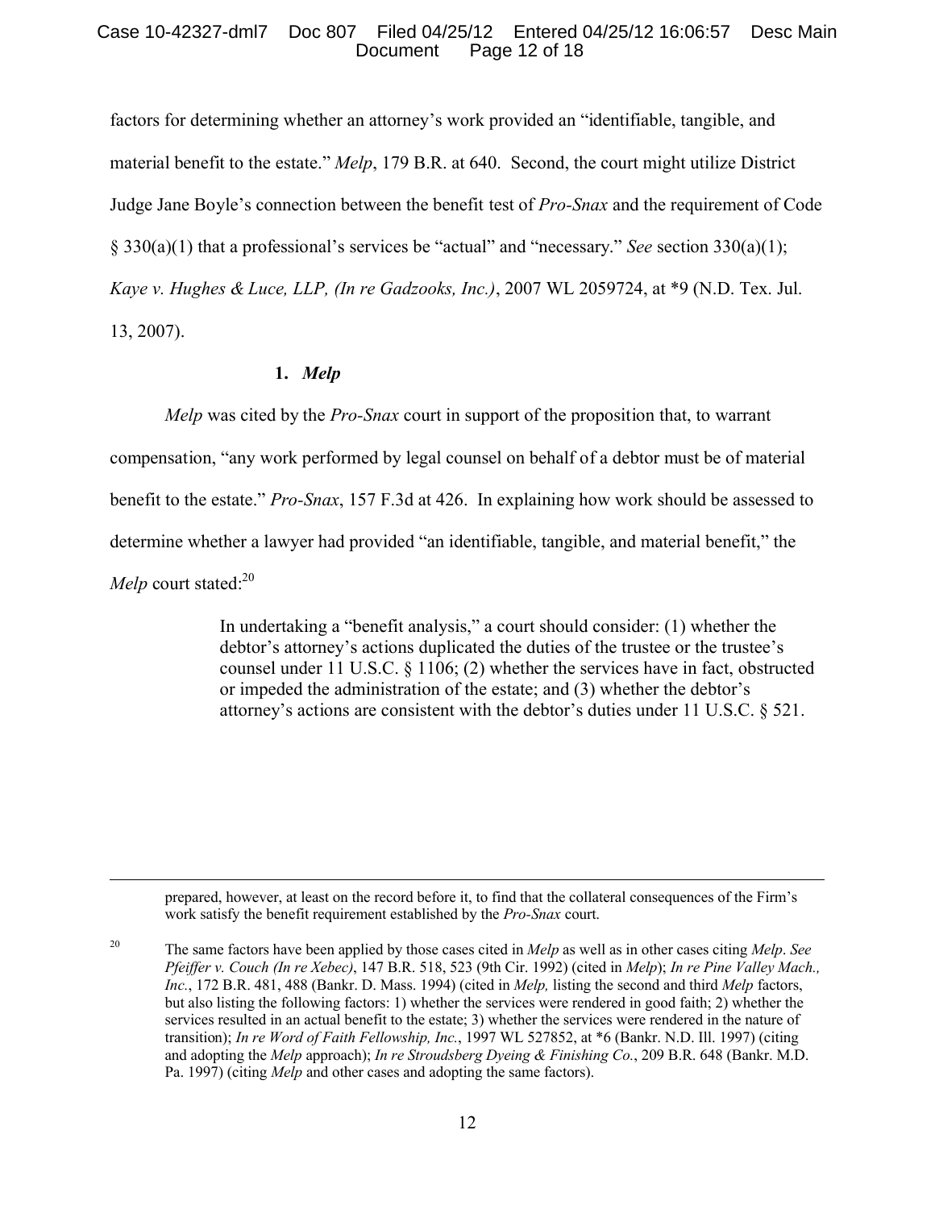factors for determining whether an attorney's work provided an "identifiable, tangible, and material benefit to the estate." *Melp*, 179 B.R. at 640. Second, the court might utilize District Judge Jane Boyle's connection between the benefit test of *Pro-Snax* and the requirement of Code § 330(a)(1) that a professional's services be "actual" and "necessary." *See* section 330(a)(1); *Kaye v. Hughes & Luce, LLP, (In re Gadzooks, Inc.)*, 2007 WL 2059724, at *9 (N.D. Tex. Jul. 13, 2007).

### 1. *Melp*

*Melp* was cited by the *Pro-Snax* court in support of the proposition that, to warrant compensation, "any work performed by legal counsel on behalf of a debtor must be of material benefit to the estate." *Pro-Snax*, 157 F.3d at 426. In explaining how work should be assessed to determine whether a lawyer had provided "an identifiable, tangible, and material benefit," the *Melp* court stated:[20]

> In undertaking a "benefit analysis," a court should consider: (1) whether the debtor's attorney's actions duplicated the duties of the trustee or the trustee's counsel under 11 U.S.C. § 1106; (2) whether the services have in fact, obstructed or impeded the administration of the estate; and (3) whether the debtor's attorney's actions are consistent with the debtor's duties under 11 U.S.C. § 521.

---

prepared, however, at least on the record before it, to find that the collateral consequences of the Firm's work satisfy the benefit requirement established by the *Pro-Snax* court.

[20] The same factors have been applied by those cases cited in *Melp* as well as in other cases citing *Melp*. *See Pfeiffer v. Couch (In re Xebec)*, 147 B.R. 518, 523 (9th Cir. 1992) (cited in *Melp*); *In re Pine Valley Mach., Inc.*, 172 B.R. 481, 488 (Bankr. D. Mass. 1994) (cited in *Melp,* listing the second and third *Melp* factors, but also listing the following factors: 1) whether the services were rendered in good faith; 2) whether the services resulted in an actual benefit to the estate; 3) whether the services were rendered in the nature of transition); *In re Word of Faith Fellowship, Inc.*, 1997 WL 527852, at *6 (Bankr. N.D. Ill. 1997) (citing and adopting the *Melp* approach); *In re Stroudsberg Dyeing & Finishing Co.*, 209 B.R. 648 (Bankr. M.D. Pa. 1997) (citing *Melp* and other cases and adopting the same factors).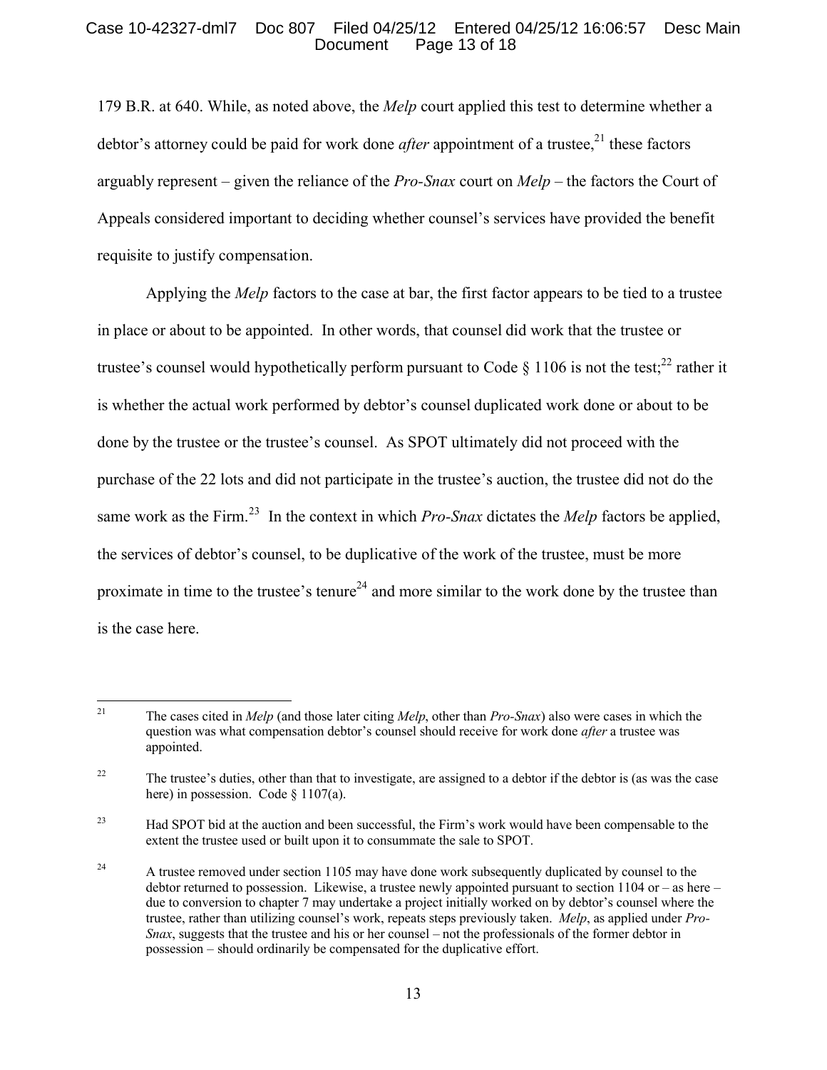179 B.R. at 640. While, as noted above, the *Melp* court applied this test to determine whether a debtor's attorney could be paid for work done *after* appointment of a trustee,[21] these factors arguably represent – given the reliance of the *Pro-Snax* court on *Melp* – the factors the Court of Appeals considered important to deciding whether counsel's services have provided the benefit requisite to justify compensation.

Applying the *Melp* factors to the case at bar, the first factor appears to be tied to a trustee in place or about to be appointed. In other words, that counsel did work that the trustee or trustee's counsel would hypothetically perform pursuant to Code § 1106 is not the test;[22] rather it is whether the actual work performed by debtor's counsel duplicated work done or about to be done by the trustee or the trustee's counsel. As SPOT ultimately did not proceed with the purchase of the 22 lots and did not participate in the trustee's auction, the trustee did not do the same work as the Firm.[23] In the context in which *Pro-Snax* dictates the *Melp* factors be applied, the services of debtor's counsel, to be duplicative of the work of the trustee, must be more proximate in time to the trustee's tenure[24] and more similar to the work done by the trustee than is the case here.

---

[21] The cases cited in *Melp* (and those later citing *Melp*, other than *Pro-Snax*) also were cases in which the question was what compensation debtor's counsel should receive for work done *after* a trustee was appointed.

[22] The trustee's duties, other than that to investigate, are assigned to a debtor if the debtor is (as was the case here) in possession. Code § 1107(a).

[23] Had SPOT bid at the auction and been successful, the Firm's work would have been compensable to the extent the trustee used or built upon it to consummate the sale to SPOT.

[24] A trustee removed under section 1105 may have done work subsequently duplicated by counsel to the debtor returned to possession. Likewise, a trustee newly appointed pursuant to section 1104 or – as here – due to conversion to chapter 7 may undertake a project initially worked on by debtor's counsel where the trustee, rather than utilizing counsel's work, repeats steps previously taken. *Melp*, as applied under *Pro-Snax*, suggests that the trustee and his or her counsel – not the professionals of the former debtor in possession – should ordinarily be compensated for the duplicative effort.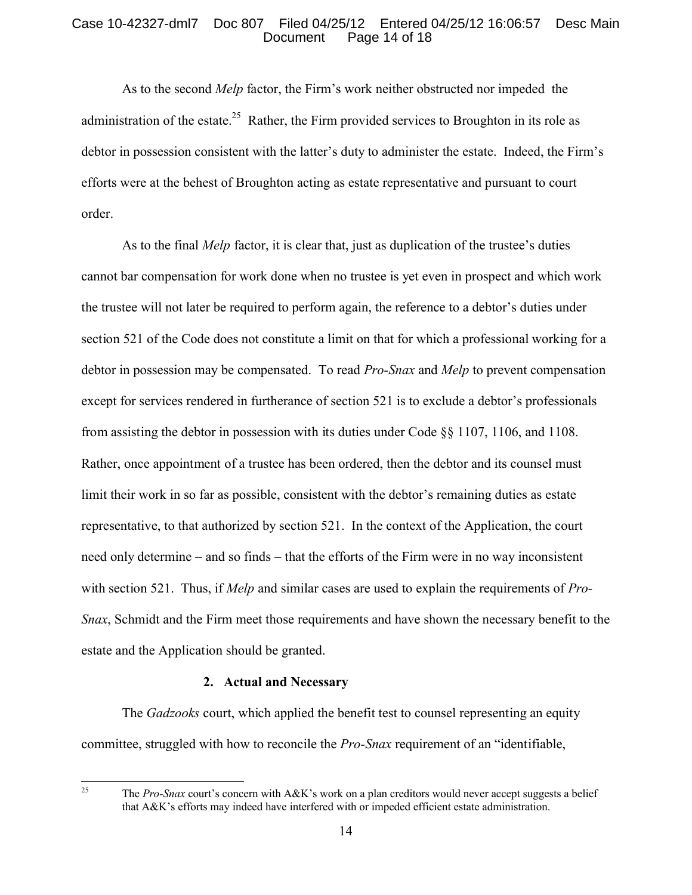As to the second *Melp* factor, the Firm's work neither obstructed nor impeded the administration of the estate.[25] Rather, the Firm provided services to Broughton in its role as debtor in possession consistent with the latter's duty to administer the estate. Indeed, the Firm's efforts were at the behest of Broughton acting as estate representative and pursuant to court order.

As to the final *Melp* factor, it is clear that, just as duplication of the trustee's duties cannot bar compensation for work done when no trustee is yet even in prospect and which work the trustee will not later be required to perform again, the reference to a debtor's duties under section 521 of the Code does not constitute a limit on that for which a professional working for a debtor in possession may be compensated. To read *Pro-Snax* and *Melp* to prevent compensation except for services rendered in furtherance of section 521 is to exclude a debtor's professionals from assisting the debtor in possession with its duties under Code §§ 1107, 1106, and 1108. Rather, once appointment of a trustee has been ordered, then the debtor and its counsel must limit their work in so far as possible, consistent with the debtor's remaining duties as estate representative, to that authorized by section 521. In the context of the Application, the court need only determine – and so finds – that the efforts of the Firm were in no way inconsistent with section 521. Thus, if *Melp* and similar cases are used to explain the requirements of *Pro-Snax*, Schmidt and the Firm meet those requirements and have shown the necessary benefit to the estate and the Application should be granted.

### 2. Actual and Necessary

The *Gadzooks* court, which applied the benefit test to counsel representing an equity committee, struggled with how to reconcile the *Pro-Snax* requirement of an "identifiable,

[25] The *Pro-Snax* court's concern with A&K's work on a plan creditors would never accept suggests a belief that A&K's efforts may indeed have interfered with or impeded efficient estate administration.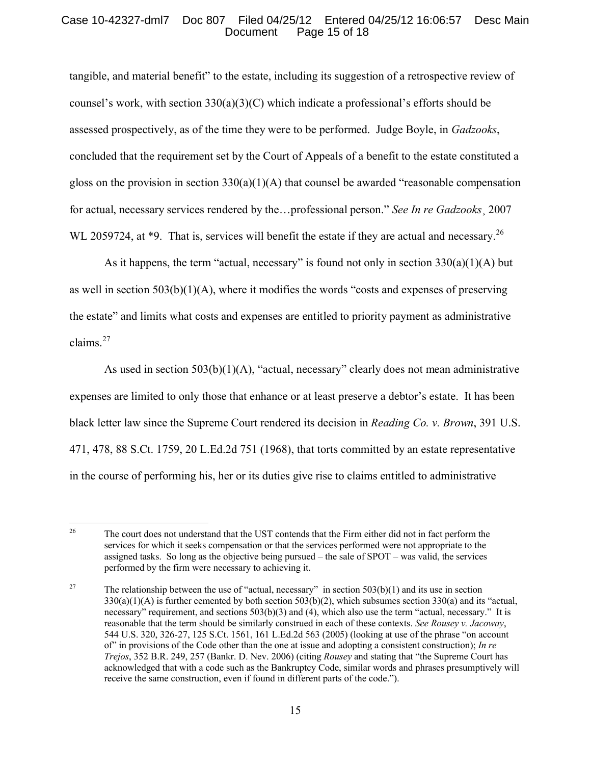tangible, and material benefit" to the estate, including its suggestion of a retrospective review of counsel's work, with section 330(a)(3)(C) which indicate a professional's efforts should be assessed prospectively, as of the time they were to be performed. Judge Boyle, in *Gadzooks*, concluded that the requirement set by the Court of Appeals of a benefit to the estate constituted a gloss on the provision in section 330(a)(1)(A) that counsel be awarded "reasonable compensation for actual, necessary services rendered by the…professional person." *See In re Gadzooks*¸ 2007 WL 2059724, at *9. That is, services will benefit the estate if they are actual and necessary.[26]

As it happens, the term "actual, necessary" is found not only in section 330(a)(1)(A) but as well in section 503(b)(1)(A), where it modifies the words "costs and expenses of preserving the estate" and limits what costs and expenses are entitled to priority payment as administrative claims.[27]

As used in section 503(b)(1)(A), "actual, necessary" clearly does not mean administrative expenses are limited to only those that enhance or at least preserve a debtor's estate. It has been black letter law since the Supreme Court rendered its decision in *Reading Co. v. Brown*, 391 U.S. 471, 478, 88 S.Ct. 1759, 20 L.Ed.2d 751 (1968), that torts committed by an estate representative in the course of performing his, her or its duties give rise to claims entitled to administrative

---

[26] The court does not understand that the UST contends that the Firm either did not in fact perform the services for which it seeks compensation or that the services performed were not appropriate to the assigned tasks. So long as the objective being pursued – the sale of SPOT – was valid, the services performed by the firm were necessary to achieving it.

[27] The relationship between the use of "actual, necessary" in section 503(b)(1) and its use in section 330(a)(1)(A) is further cemented by both section 503(b)(2), which subsumes section 330(a) and its "actual, necessary" requirement, and sections 503(b)(3) and (4), which also use the term "actual, necessary." It is reasonable that the term should be similarly construed in each of these contexts. *See Rousey v. Jacoway*, 544 U.S. 320, 326-27, 125 S.Ct. 1561, 161 L.Ed.2d 563 (2005) (looking at use of the phrase "on account of" in provisions of the Code other than the one at issue and adopting a consistent construction); *In re Trejos*, 352 B.R. 249, 257 (Bankr. D. Nev. 2006) (citing *Rousey* and stating that "the Supreme Court has acknowledged that with a code such as the Bankruptcy Code, similar words and phrases presumptively will receive the same construction, even if found in different parts of the code.").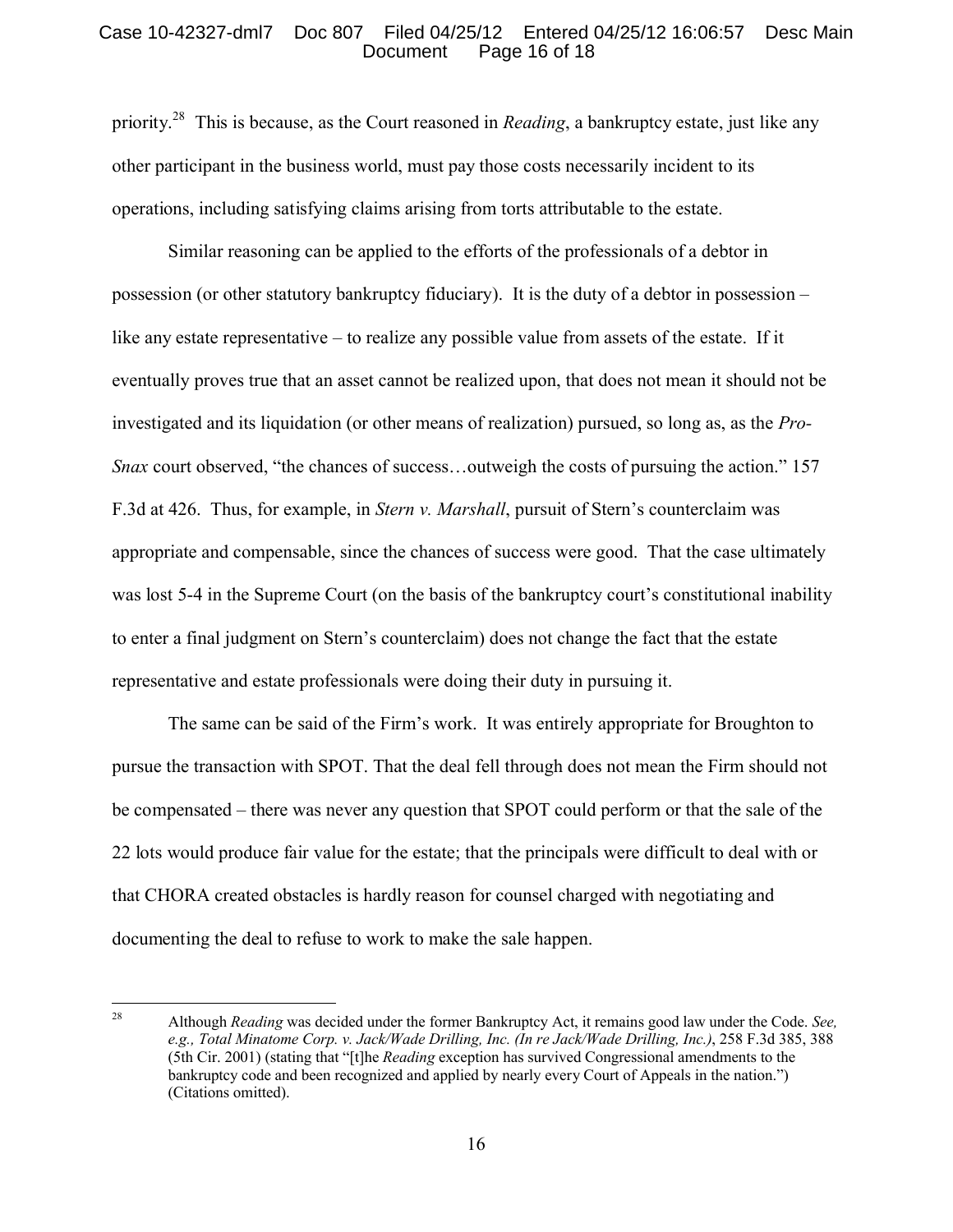priority.[28] This is because, as the Court reasoned in *Reading*, a bankruptcy estate, just like any other participant in the business world, must pay those costs necessarily incident to its operations, including satisfying claims arising from torts attributable to the estate.

Similar reasoning can be applied to the efforts of the professionals of a debtor in possession (or other statutory bankruptcy fiduciary). It is the duty of a debtor in possession – like any estate representative – to realize any possible value from assets of the estate. If it eventually proves true that an asset cannot be realized upon, that does not mean it should not be investigated and its liquidation (or other means of realization) pursued, so long as, as the *Pro-Snax* court observed, "the chances of success…outweigh the costs of pursuing the action." 157 F.3d at 426. Thus, for example, in *Stern v. Marshall*, pursuit of Stern's counterclaim was appropriate and compensable, since the chances of success were good. That the case ultimately was lost 5-4 in the Supreme Court (on the basis of the bankruptcy court's constitutional inability to enter a final judgment on Stern's counterclaim) does not change the fact that the estate representative and estate professionals were doing their duty in pursuing it.

The same can be said of the Firm's work. It was entirely appropriate for Broughton to pursue the transaction with SPOT. That the deal fell through does not mean the Firm should not be compensated – there was never any question that SPOT could perform or that the sale of the 22 lots would produce fair value for the estate; that the principals were difficult to deal with or that CHORA created obstacles is hardly reason for counsel charged with negotiating and documenting the deal to refuse to work to make the sale happen.

---

[28] Although *Reading* was decided under the former Bankruptcy Act, it remains good law under the Code. *See, e.g., Total Minatome Corp. v. Jack/Wade Drilling, Inc. (In re Jack/Wade Drilling, Inc.)*, 258 F.3d 385, 388 (5th Cir. 2001) (stating that "[t]he *Reading* exception has survived Congressional amendments to the bankruptcy code and been recognized and applied by nearly every Court of Appeals in the nation.") (Citations omitted).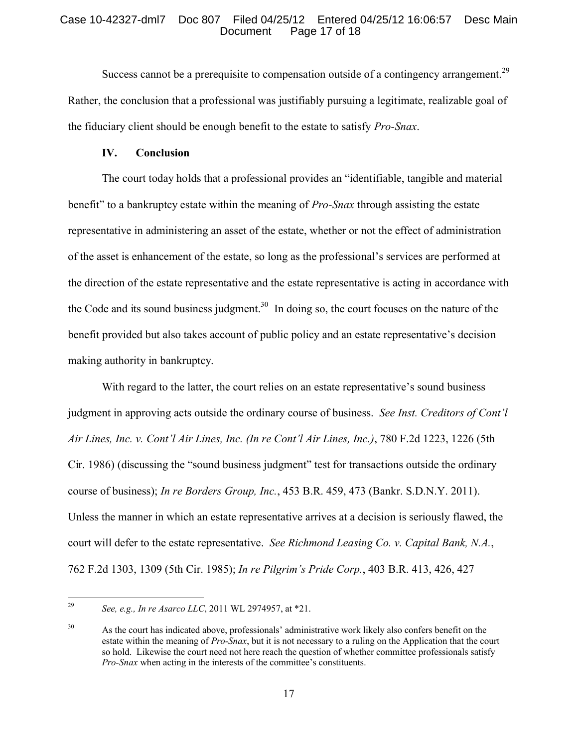Success cannot be a prerequisite to compensation outside of a contingency arrangement.[29] Rather, the conclusion that a professional was justifiably pursuing a legitimate, realizable goal of the fiduciary client should be enough benefit to the estate to satisfy *Pro-Snax*.

## IV. Conclusion

The court today holds that a professional provides an "identifiable, tangible and material benefit" to a bankruptcy estate within the meaning of *Pro-Snax* through assisting the estate representative in administering an asset of the estate, whether or not the effect of administration of the asset is enhancement of the estate, so long as the professional's services are performed at the direction of the estate representative and the estate representative is acting in accordance with the Code and its sound business judgment.[30] In doing so, the court focuses on the nature of the benefit provided but also takes account of public policy and an estate representative's decision making authority in bankruptcy.

With regard to the latter, the court relies on an estate representative's sound business judgment in approving acts outside the ordinary course of business. *See Inst. Creditors of Cont'l Air Lines, Inc. v. Cont'l Air Lines, Inc. (In re Cont'l Air Lines, Inc.)*, 780 F.2d 1223, 1226 (5th Cir. 1986) (discussing the "sound business judgment" test for transactions outside the ordinary course of business); *In re Borders Group, Inc.*, 453 B.R. 459, 473 (Bankr. S.D.N.Y. 2011). Unless the manner in which an estate representative arrives at a decision is seriously flawed, the court will defer to the estate representative. *See Richmond Leasing Co. v. Capital Bank, N.A.*, 762 F.2d 1303, 1309 (5th Cir. 1985); *In re Pilgrim's Pride Corp.*, 403 B.R. 413, 426, 427

---

[29] *See, e.g., In re Asarco LLC*, 2011 WL 2974957, at *21.

[30] As the court has indicated above, professionals' administrative work likely also confers benefit on the estate within the meaning of *Pro-Snax*, but it is not necessary to a ruling on the Application that the court so hold. Likewise the court need not here reach the question of whether committee professionals satisfy *Pro-Snax* when acting in the interests of the committee's constituents.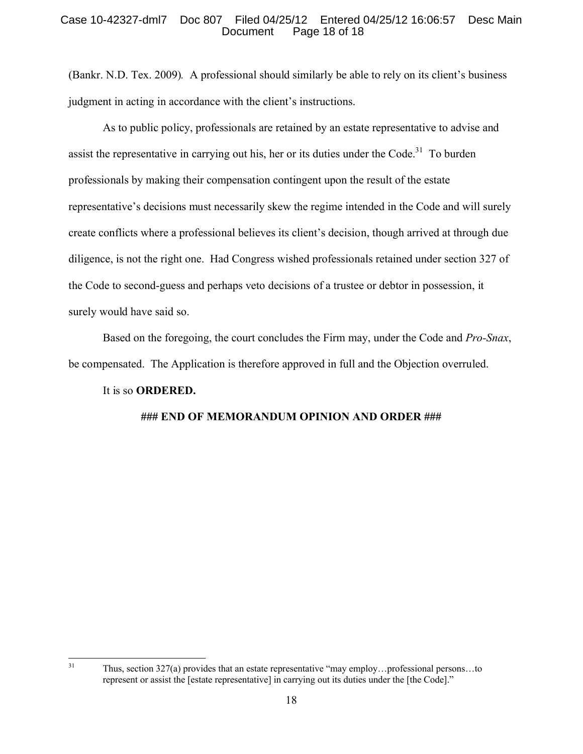(Bankr. N.D. Tex. 2009). A professional should similarly be able to rely on its client's business judgment in acting in accordance with the client's instructions.

As to public policy, professionals are retained by an estate representative to advise and assist the representative in carrying out his, her or its duties under the Code.[31] To burden professionals by making their compensation contingent upon the result of the estate representative's decisions must necessarily skew the regime intended in the Code and will surely create conflicts where a professional believes its client's decision, though arrived at through due diligence, is not the right one. Had Congress wished professionals retained under section 327 of the Code to second-guess and perhaps veto decisions of a trustee or debtor in possession, it surely would have said so.

Based on the foregoing, the court concludes the Firm may, under the Code and *Pro-Snax*, be compensated. The Application is therefore approved in full and the Objection overruled.

It is so **ORDERED.**

**### END OF MEMORANDUM OPINION AND ORDER ###**

[31] Thus, section 327(a) provides that an estate representative "may employ…professional persons…to represent or assist the [estate representative] in carrying out its duties under the [the Code]."